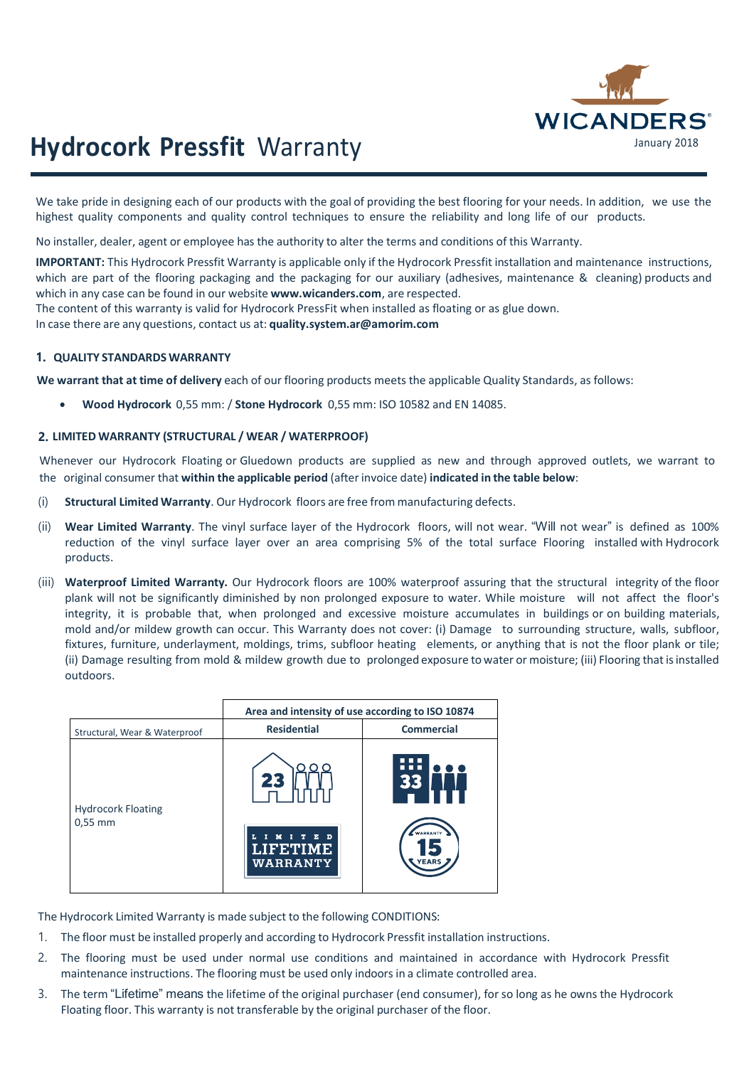# Hydrocork Pressfit Warranty

WICANDERS®

January 2018

We take pride in designing each of our products with the goal of providing the best flooring for your needs. In addition, we use the highest quality components and quality control techniques to ensure the reliability and long life of our products.

No installer, dealer, agent or employee has the authority to alter the terms and conditions of this Warranty.

**IMPORTANT:** This Hydrocork Pressfit Warranty is applicable only if the Hydrocork Pressfit installation and maintenance instructions, which are part of the flooring packaging and the packaging for our auxiliary (adhesives, maintenance & cleaning) products and which in any case can be found in our website **www.wicanders.com**, are respected.
The content of this warranty is valid for Hydrocork PressFit when installed as floating or as glue down.
In case there are any questions, contact us at: **quality.system.ar@amorim.com**

## 1. QUALITY STANDARDS WARRANTY

**We warrant that at time of delivery** each of our flooring products meets the applicable Quality Standards, as follows:

- **Wood Hydrocork** 0,55 mm: / **Stone Hydrocork** 0,55 mm: ISO 10582 and EN 14085.

## 2. LIMITED WARRANTY (STRUCTURAL / WEAR / WATERPROOF)

Whenever our Hydrocork Floating or Gluedown products are supplied as new and through approved outlets, we warrant to the original consumer that **within the applicable period** (after invoice date) **indicated in the table below**:

(i) **Structural Limited Warranty**. Our Hydrocork floors are free from manufacturing defects.

(ii) **Wear Limited Warranty**. The vinyl surface layer of the Hydrocork floors, will not wear. "Will not wear" is defined as 100% reduction of the vinyl surface layer over an area comprising 5% of the total surface Flooring installed with Hydrocork products.

(iii) **Waterproof Limited Warranty.** Our Hydrocork floors are 100% waterproof assuring that the structural integrity of the floor plank will not be significantly diminished by non prolonged exposure to water. While moisture will not affect the floor's integrity, it is probable that, when prolonged and excessive moisture accumulates in buildings or on building materials, mold and/or mildew growth can occur. This Warranty does not cover: (i) Damage to surrounding structure, walls, subfloor, fixtures, furniture, underlayment, moldings, trims, subfloor heating elements, or anything that is not the floor plank or tile; (ii) Damage resulting from mold & mildew growth due to prolonged exposure to water or moisture; (iii) Flooring that is installed outdoors.

| | Area and intensity of use according to ISO 10874 | |
|---|---|---|
| Structural, Wear & Waterproof | Residential | Commercial |
| Hydrocork Floating 0,55 mm | 23 / LIMITED LIFETIME WARRANTY | 33 / WARRANTY 15 YEARS |

The Hydrocork Limited Warranty is made subject to the following CONDITIONS:

1. The floor must be installed properly and according to Hydrocork Pressfit installation instructions.
2. The flooring must be used under normal use conditions and maintained in accordance with Hydrocork Pressfit maintenance instructions. The flooring must be used only indoors in a climate controlled area.
3. The term "Lifetime" means the lifetime of the original purchaser (end consumer), for so long as he owns the Hydrocork Floating floor. This warranty is not transferable by the original purchaser of the floor.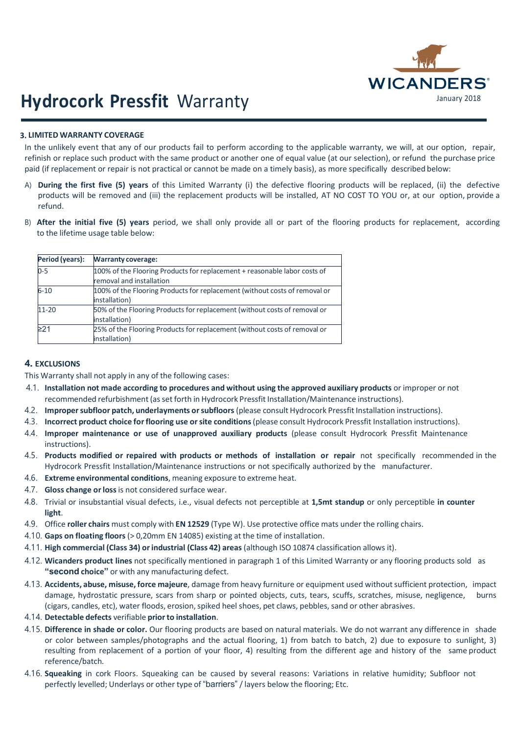# **Hydrocork Pressfit** Warranty

January 2018

### 3. LIMITED WARRANTY COVERAGE

In the unlikely event that any of our products fail to perform according to the applicable warranty, we will, at our option, repair, refinish or replace such product with the same product or another one of equal value (at our selection), or refund the purchase price paid (if replacement or repair is not practical or cannot be made on a timely basis), as more specifically described below:

A) **During the first five (5) years** of this Limited Warranty (i) the defective flooring products will be replaced, (ii) the defective products will be removed and (iii) the replacement products will be installed, AT NO COST TO YOU or, at our option, provide a refund.

B) **After the initial five (5) years** period, we shall only provide all or part of the flooring products for replacement, according to the lifetime usage table below:

| Period (years): | Warranty coverage: |
| --- | --- |
| 0-5 | 100% of the Flooring Products for replacement + reasonable labor costs of removal and installation |
| 6-10 | 100% of the Flooring Products for replacement (without costs of removal or installation) |
| 11-20 | 50% of the Flooring Products for replacement (without costs of removal or installation) |
| ≥21 | 25% of the Flooring Products for replacement (without costs of removal or installation) |

### 4. EXCLUSIONS

This Warranty shall not apply in any of the following cases:

4.1. **Installation not made according to procedures and without using the approved auxiliary products** or improper or not recommended refurbishment (as set forth in Hydrocork Pressfit Installation/Maintenance instructions).

4.2. **Improper subfloor patch, underlayments or subfloors** (please consult Hydrocork Pressfit Installation instructions).

4.3. **Incorrect product choice for flooring use or site conditions** (please consult Hydrocork Pressfit Installation instructions).

4.4. **Improper maintenance or use of unapproved auxiliary products** (please consult Hydrocork Pressfit Maintenance instructions).

4.5. **Products modified or repaired with products or methods of installation or repair** not specifically recommended in the Hydrocork Pressfit Installation/Maintenance instructions or not specifically authorized by the manufacturer.

4.6. **Extreme environmental conditions**, meaning exposure to extreme heat.

4.7. **Gloss change or loss** is not considered surface wear.

4.8. Trivial or insubstantial visual defects, i.e., visual defects not perceptible at **1,5mt standup** or only perceptible **in counter light**.

4.9. Office **roller chairs** must comply with **EN 12529** (Type W). Use protective office mats under the rolling chairs.

4.10. **Gaps on floating floors** (> 0,20mm EN 14085) existing at the time of installation.

4.11. **High commercial (Class 34) or industrial (Class 42) areas** (although ISO 10874 classification allows it).

4.12. **Wicanders product lines** not specifically mentioned in paragraph 1 of this Limited Warranty or any flooring products sold as **"second choice"** or with any manufacturing defect.

4.13. **Accidents, abuse, misuse, force majeure**, damage from heavy furniture or equipment used without sufficient protection, impact damage, hydrostatic pressure, scars from sharp or pointed objects, cuts, tears, scuffs, scratches, misuse, negligence, burns (cigars, candles, etc), water floods, erosion, spiked heel shoes, pet claws, pebbles, sand or other abrasives.

4.14. **Detectable defects** verifiable **prior to installation**.

4.15. **Difference in shade or color.** Our flooring products are based on natural materials. We do not warrant any difference in shade or color between samples/photographs and the actual flooring, 1) from batch to batch, 2) due to exposure to sunlight, 3) resulting from replacement of a portion of your floor, 4) resulting from the different age and history of the same product reference/batch.

4.16. **Squeaking** in cork Floors. Squeaking can be caused by several reasons: Variations in relative humidity; Subfloor not perfectly levelled; Underlays or other type of "barriers" / layers below the flooring; Etc.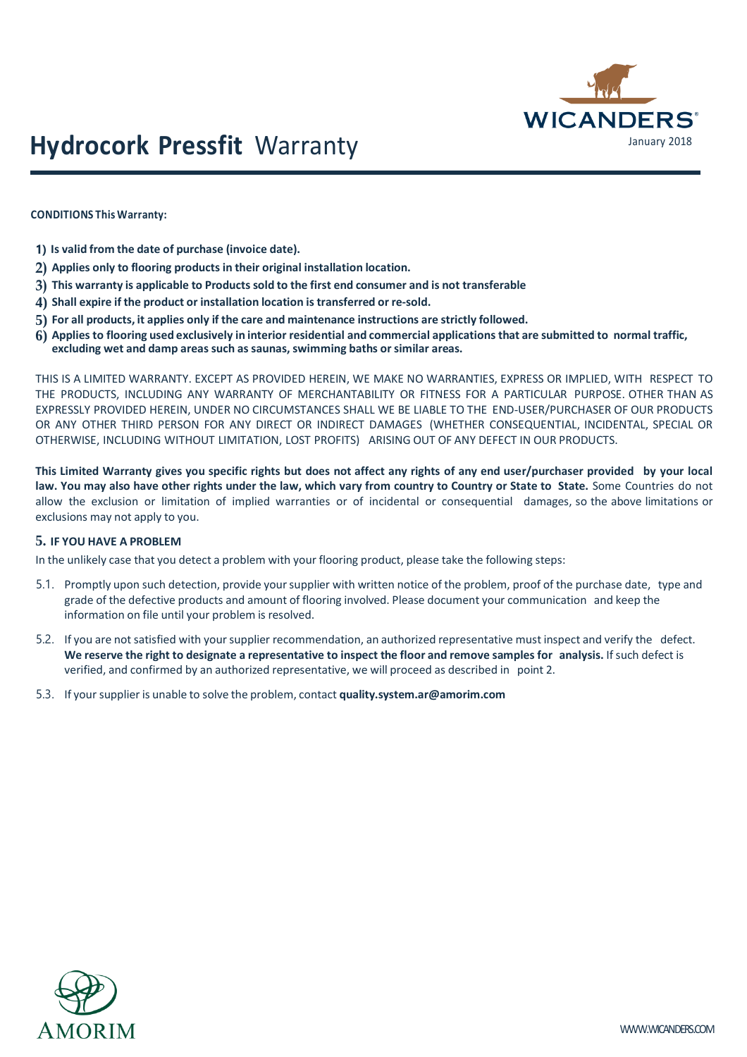# **Hydrocork Pressfit** Warranty

January 2018

**CONDITIONS This Warranty:**

1) **Is valid from the date of purchase (invoice date).**
2) **Applies only to flooring products in their original installation location.**
3) **This warranty is applicable to Products sold to the first end consumer and is not transferable**
4) **Shall expire if the product or installation location is transferred or re-sold.**
5) **For all products, it applies only if the care and maintenance instructions are strictly followed.**
6) **Applies to flooring used exclusively in interior residential and commercial applications that are submitted to normal traffic, excluding wet and damp areas such as saunas, swimming baths or similar areas.**

THIS IS A LIMITED WARRANTY. EXCEPT AS PROVIDED HEREIN, WE MAKE NO WARRANTIES, EXPRESS OR IMPLIED, WITH RESPECT TO THE PRODUCTS, INCLUDING ANY WARRANTY OF MERCHANTABILITY OR FITNESS FOR A PARTICULAR PURPOSE. OTHER THAN AS EXPRESSLY PROVIDED HEREIN, UNDER NO CIRCUMSTANCES SHALL WE BE LIABLE TO THE END-USER/PURCHASER OF OUR PRODUCTS OR ANY OTHER THIRD PERSON FOR ANY DIRECT OR INDIRECT DAMAGES (WHETHER CONSEQUENTIAL, INCIDENTAL, SPECIAL OR OTHERWISE, INCLUDING WITHOUT LIMITATION, LOST PROFITS) ARISING OUT OF ANY DEFECT IN OUR PRODUCTS.

**This Limited Warranty gives you specific rights but does not affect any rights of any end user/purchaser provided by your local law. You may also have other rights under the law, which vary from country to Country or State to State.** Some Countries do not allow the exclusion or limitation of implied warranties or of incidental or consequential damages, so the above limitations or exclusions may not apply to you.

### 5. IF YOU HAVE A PROBLEM

In the unlikely case that you detect a problem with your flooring product, please take the following steps:

5.1. Promptly upon such detection, provide your supplier with written notice of the problem, proof of the purchase date, type and grade of the defective products and amount of flooring involved. Please document your communication and keep the information on file until your problem is resolved.

5.2. If you are not satisfied with your supplier recommendation, an authorized representative must inspect and verify the defect. **We reserve the right to designate a representative to inspect the floor and remove samples for analysis.** If such defect is verified, and confirmed by an authorized representative, we will proceed as described in point 2.

5.3. If your supplier is unable to solve the problem, contact **quality.system.ar@amorim.com**

WWW.WICANDERS.COM